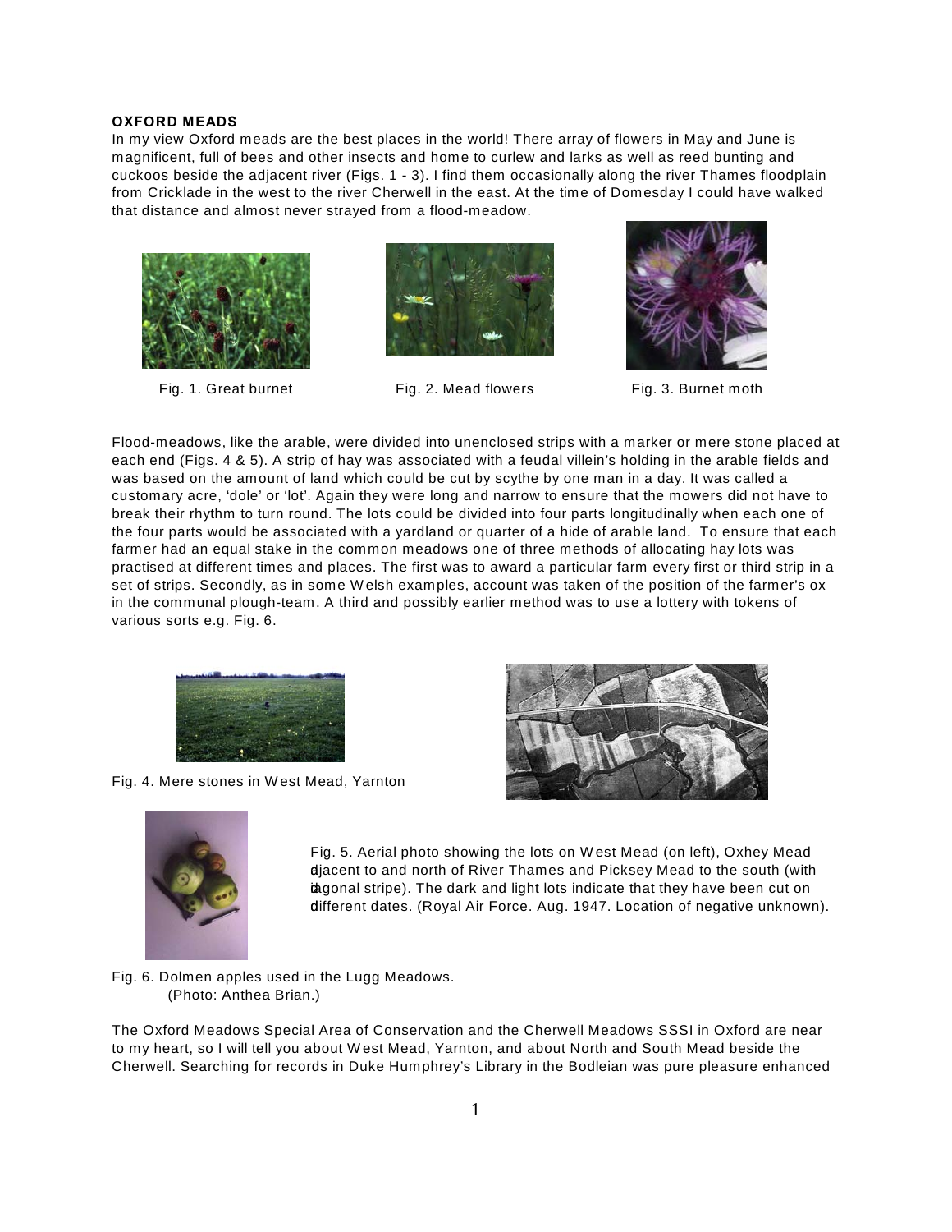**OXFORD MEADS**

In my view Oxford meads are the best places in the world! There array of flowers in May and June is magnificent, full of bees and other insects and home to curlew and larks as well as reed bunting and cuckoos beside the adjacent river (Figs. 1 - 3). I find them occasionally along the river Thames floodplain from Cricklade in the west to the river Cherwell in the east. At the time of Domesday I could have walked that distance and almost never strayed from a flood-meadow.

Fig. 1. Great burnet

Fig. 2. Mead flowers

Fig. 3. Burnet moth

Flood-meadows, like the arable, were divided into unenclosed strips with a marker or mere stone placed at each end (Figs. 4 & 5). A strip of hay was associated with a feudal villein's holding in the arable fields and was based on the amount of land which could be cut by scythe by one man in a day. It was called a customary acre, 'dole' or 'lot'. Again they were long and narrow to ensure that the mowers did not have to break their rhythm to turn round. The lots could be divided into four parts longitudinally when each one of the four parts would be associated with a yardland or quarter of a hide of arable land. To ensure that each farmer had an equal stake in the common meadows one of three methods of allocating hay lots was practised at different times and places. The first was to award a particular farm every first or third strip in a set of strips. Secondly, as in some Welsh examples, account was taken of the position of the farmer's ox in the communal plough-team. A third and possibly earlier method was to use a lottery with tokens of various sorts e.g. Fig. 6.

Fig. 4. Mere stones in West Mead, Yarnton

Fig. 5. Aerial photo showing the lots on West Mead (on left), Oxhey Mead adjacent to and north of River Thames and Picksey Mead to the south (with diagonal stripe). The dark and light lots indicate that they have been cut on different dates. (Royal Air Force. Aug. 1947. Location of negative unknown).

Fig. 6. Dolmen apples used in the Lugg Meadows.
(Photo: Anthea Brian.)

The Oxford Meadows Special Area of Conservation and the Cherwell Meadows SSSI in Oxford are near to my heart, so I will tell you about West Mead, Yarnton, and about North and South Mead beside the Cherwell. Searching for records in Duke Humphrey's Library in the Bodleian was pure pleasure enhanced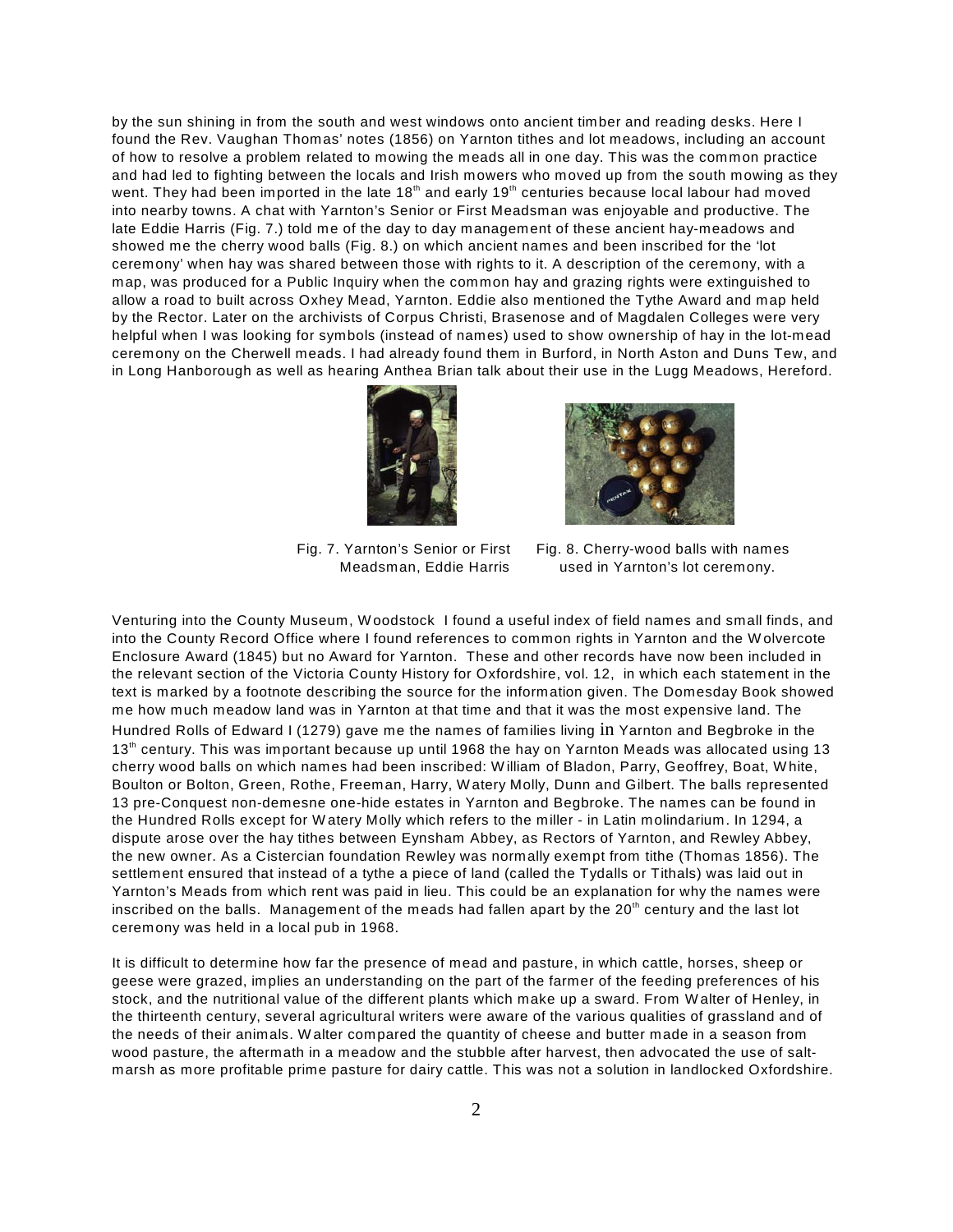by the sun shining in from the south and west windows onto ancient timber and reading desks. Here I found the Rev. Vaughan Thomas' notes (1856) on Yarnton tithes and lot meadows, including an account of how to resolve a problem related to mowing the meads all in one day. This was the common practice and had led to fighting between the locals and Irish mowers who moved up from the south mowing as they went. They had been imported in the late 18th and early 19th centuries because local labour had moved into nearby towns. A chat with Yarnton's Senior or First Meadsman was enjoyable and productive. The late Eddie Harris (Fig. 7.) told me of the day to day management of these ancient hay-meadows and showed me the cherry wood balls (Fig. 8.) on which ancient names and been inscribed for the 'lot ceremony' when hay was shared between those with rights to it. A description of the ceremony, with a map, was produced for a Public Inquiry when the common hay and grazing rights were extinguished to allow a road to built across Oxhey Mead, Yarnton. Eddie also mentioned the Tythe Award and map held by the Rector. Later on the archivists of Corpus Christi, Brasenose and of Magdalen Colleges were very helpful when I was looking for symbols (instead of names) used to show ownership of hay in the lot-mead ceremony on the Cherwell meads. I had already found them in Burford, in North Aston and Duns Tew, and in Long Hanborough as well as hearing Anthea Brian talk about their use in the Lugg Meadows, Hereford.

Fig. 7. Yarnton's Senior or First Meadsman, Eddie Harris

Fig. 8. Cherry-wood balls with names used in Yarnton's lot ceremony.

Venturing into the County Museum, Woodstock I found a useful index of field names and small finds, and into the County Record Office where I found references to common rights in Yarnton and the Wolvercote Enclosure Award (1845) but no Award for Yarnton. These and other records have now been included in the relevant section of the Victoria County History for Oxfordshire, vol. 12, in which each statement in the text is marked by a footnote describing the source for the information given. The Domesday Book showed me how much meadow land was in Yarnton at that time and that it was the most expensive land. The Hundred Rolls of Edward I (1279) gave me the names of families living in Yarnton and Begbroke in the 13th century. This was important because up until 1968 the hay on Yarnton Meads was allocated using 13 cherry wood balls on which names had been inscribed: William of Bladon, Parry, Geoffrey, Boat, White, Boulton or Bolton, Green, Rothe, Freeman, Harry, Watery Molly, Dunn and Gilbert. The balls represented 13 pre-Conquest non-demesne one-hide estates in Yarnton and Begbroke. The names can be found in the Hundred Rolls except for Watery Molly which refers to the miller - in Latin molindarium. In 1294, a dispute arose over the hay tithes between Eynsham Abbey, as Rectors of Yarnton, and Rewley Abbey, the new owner. As a Cistercian foundation Rewley was normally exempt from tithe (Thomas 1856). The settlement ensured that instead of a tythe a piece of land (called the Tydalls or Tithals) was laid out in Yarnton's Meads from which rent was paid in lieu. This could be an explanation for why the names were inscribed on the balls. Management of the meads had fallen apart by the 20th century and the last lot ceremony was held in a local pub in 1968.

It is difficult to determine how far the presence of mead and pasture, in which cattle, horses, sheep or geese were grazed, implies an understanding on the part of the farmer of the feeding preferences of his stock, and the nutritional value of the different plants which make up a sward. From Walter of Henley, in the thirteenth century, several agricultural writers were aware of the various qualities of grassland and of the needs of their animals. Walter compared the quantity of cheese and butter made in a season from wood pasture, the aftermath in a meadow and the stubble after harvest, then advocated the use of salt-marsh as more profitable prime pasture for dairy cattle. This was not a solution in landlocked Oxfordshire.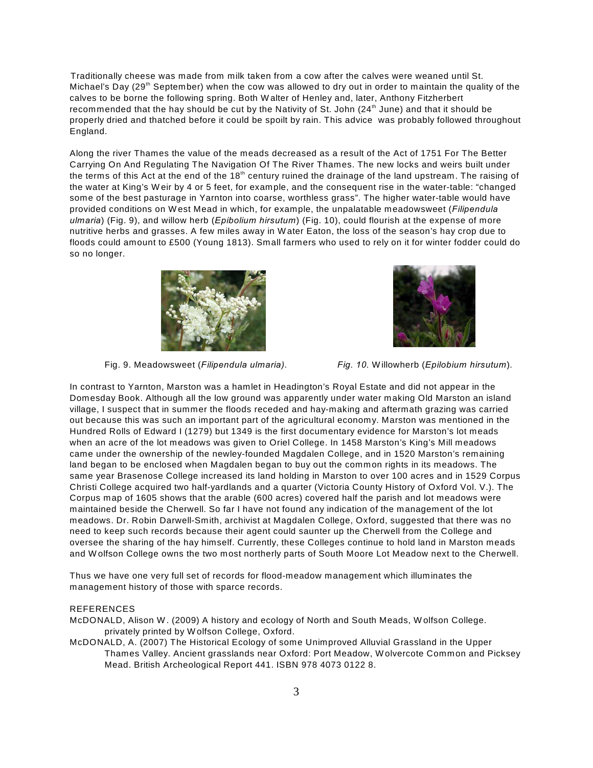Traditionally cheese was made from milk taken from a cow after the calves were weaned until St. Michael's Day (29th September) when the cow was allowed to dry out in order to maintain the quality of the calves to be borne the following spring. Both Walter of Henley and, later, Anthony Fitzherbert recommended that the hay should be cut by the Nativity of St. John (24th June) and that it should be properly dried and thatched before it could be spoilt by rain. This advice was probably followed throughout England.

Along the river Thames the value of the meads decreased as a result of the Act of 1751 For The Better Carrying On And Regulating The Navigation Of The River Thames. The new locks and weirs built under the terms of this Act at the end of the 18th century ruined the drainage of the land upstream. The raising of the water at King's Weir by 4 or 5 feet, for example, and the consequent rise in the water-table: "changed some of the best pasturage in Yarnton into coarse, worthless grass". The higher water-table would have provided conditions on West Mead in which, for example, the unpalatable meadowsweet (*Filipendula ulmaria*) (Fig. 9), and willow herb (*Epibolium hirsutum*) (Fig. 10), could flourish at the expense of more nutritive herbs and grasses. A few miles away in Water Eaton, the loss of the season's hay crop due to floods could amount to £500 (Young 1813). Small farmers who used to rely on it for winter fodder could do so no longer.

Fig. 9. Meadowsweet (*Filipendula ulmaria).*

*Fig. 10.* Willowherb (*Epilobium hirsutum*).

In contrast to Yarnton, Marston was a hamlet in Headington's Royal Estate and did not appear in the Domesday Book. Although all the low ground was apparently under water making Old Marston an island village, I suspect that in summer the floods receded and hay-making and aftermath grazing was carried out because this was such an important part of the agricultural economy. Marston was mentioned in the Hundred Rolls of Edward I (1279) but 1349 is the first documentary evidence for Marston's lot meads when an acre of the lot meadows was given to Oriel College. In 1458 Marston's King's Mill meadows came under the ownership of the newley-founded Magdalen College, and in 1520 Marston's remaining land began to be enclosed when Magdalen began to buy out the common rights in its meadows. The same year Brasenose College increased its land holding in Marston to over 100 acres and in 1529 Corpus Christi College acquired two half-yardlands and a quarter (Victoria County History of Oxford Vol. V.). The Corpus map of 1605 shows that the arable (600 acres) covered half the parish and lot meadows were maintained beside the Cherwell. So far I have not found any indication of the management of the lot meadows. Dr. Robin Darwell-Smith, archivist at Magdalen College, Oxford, suggested that there was no need to keep such records because their agent could saunter up the Cherwell from the College and oversee the sharing of the hay himself. Currently, these Colleges continue to hold land in Marston meads and Wolfson College owns the two most northerly parts of South Moore Lot Meadow next to the Cherwell.

Thus we have one very full set of records for flood-meadow management which illuminates the management history of those with sparce records.

REFERENCES

McDONALD, Alison W. (2009) A history and ecology of North and South Meads, Wolfson College. privately printed by Wolfson College, Oxford.

McDONALD, A. (2007) The Historical Ecology of some Unimproved Alluvial Grassland in the Upper Thames Valley. Ancient grasslands near Oxford: Port Meadow, Wolvercote Common and Picksey Mead. British Archeological Report 441. ISBN 978 4073 0122 8.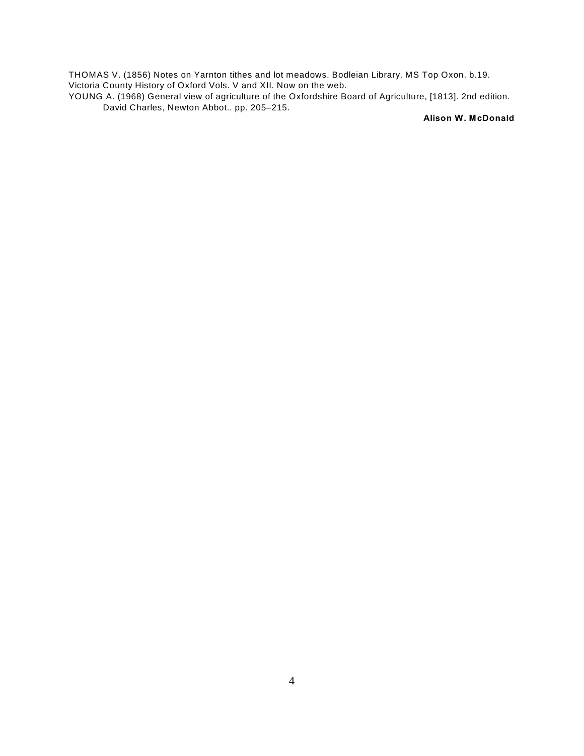THOMAS V. (1856) Notes on Yarnton tithes and lot meadows. Bodleian Library. MS Top Oxon. b.19.

Victoria County History of Oxford Vols. V and XII. Now on the web.

YOUNG A. (1968) General view of agriculture of the Oxfordshire Board of Agriculture, [1813]. 2nd edition. David Charles, Newton Abbot.. pp. 205–215.

**Alison W. McDonald**